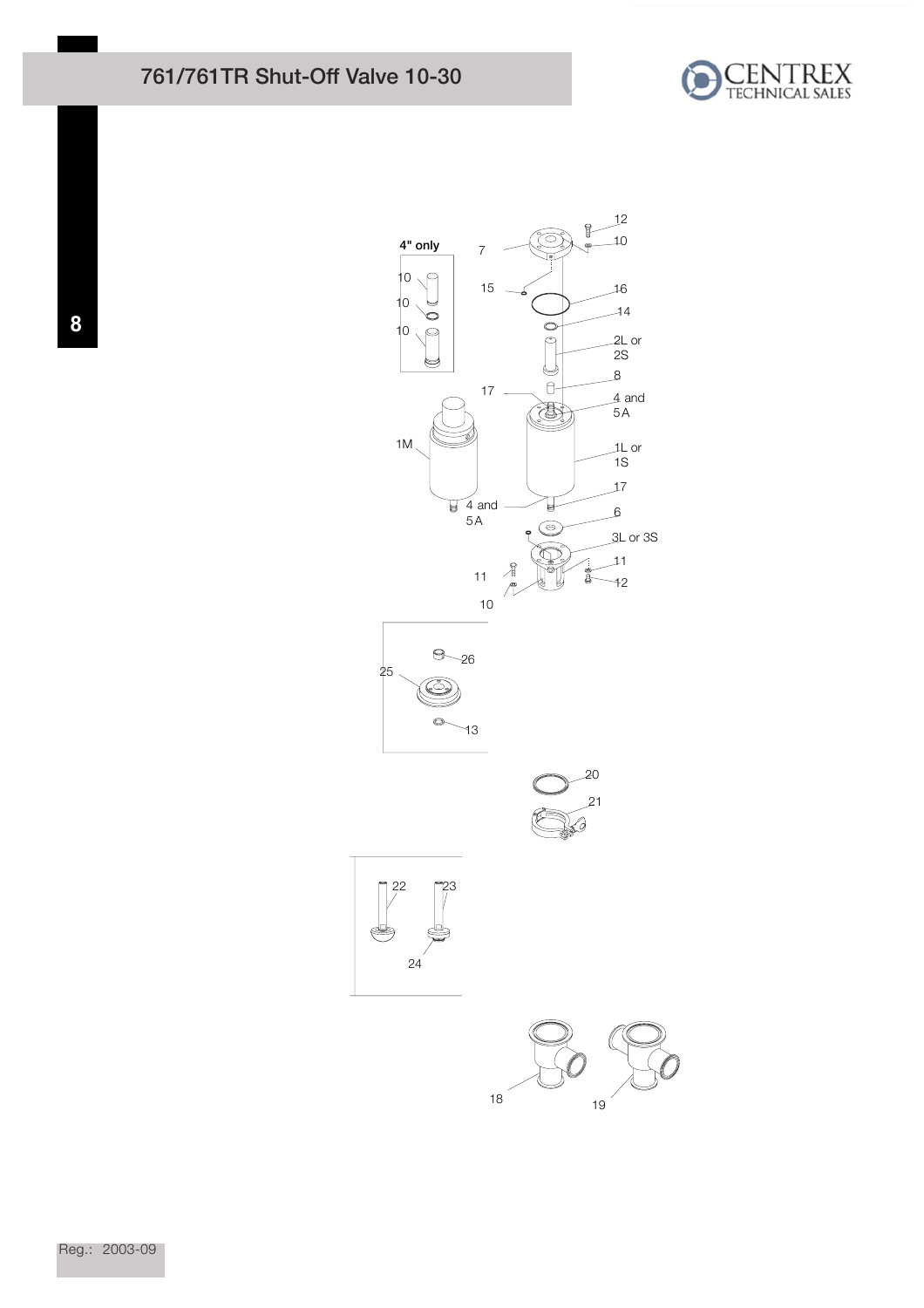# 761/761TR Shut-Off Valve 10-30

4" only

Reg.: 2003-09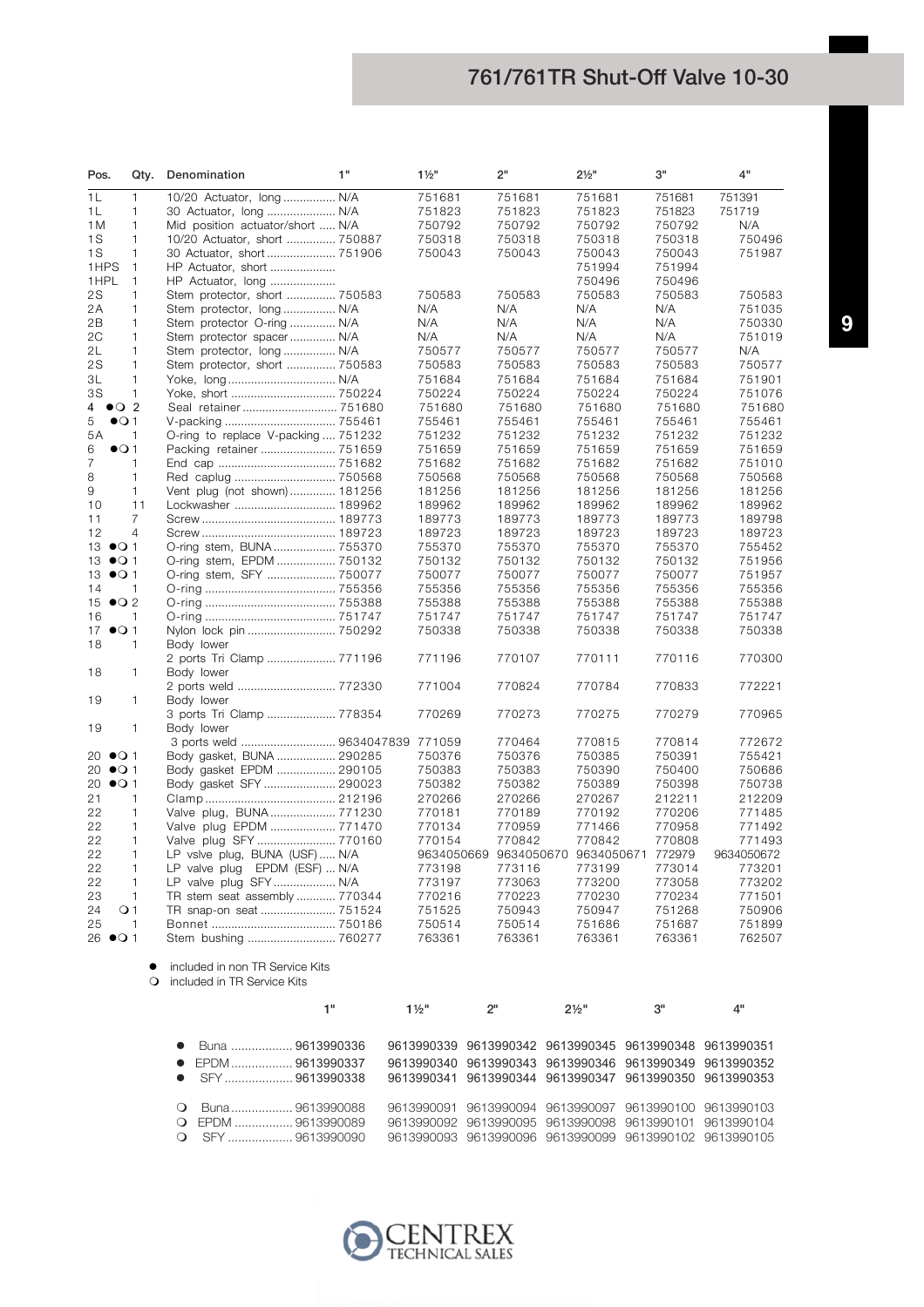# 761/761TR Shut-Off Valve 10-30

| Pos. | Qty. | Denomination | 1" | 1½" | 2" | 2½" | 3" | 4" |
|---|---|---|---|---|---|---|---|---|
| 1L | 1 | 10/20 Actuator, long | N/A | 751681 | 751681 | 751681 | 751681 | 751391 |
| 1L | 1 | 30 Actuator, long | N/A | 751823 | 751823 | 751823 | 751823 | 751719 |
| 1M | 1 | Mid position actuator/short | N/A | 750792 | 750792 | 750792 | 750792 | N/A |
| 1S | 1 | 10/20 Actuator, short | 750887 | 750318 | 750318 | 750318 | 750318 | 750496 |
| 1S | 1 | 30 Actuator, short | 751906 | 750043 | 750043 | 750043 | 750043 | 751987 |
| 1HPS | 1 | HP Actuator, short | | | | 751994 | 751994 | |
| 1HPL | 1 | HP Actuator, long | | | | 750496 | 750496 | |
| 2S | 1 | Stem protector, short | 750583 | 750583 | 750583 | 750583 | 750583 | 750583 |
| 2A | 1 | Stem protector, long | N/A | N/A | N/A | N/A | N/A | 751035 |
| 2B | 1 | Stem protector O-ring | N/A | N/A | N/A | N/A | N/A | 750330 |
| 2C | 1 | Stem protector spacer | N/A | N/A | N/A | N/A | N/A | 751019 |
| 2L | 1 | Stem protector, long | N/A | 750577 | 750577 | 750577 | 750577 | N/A |
| 2S | 1 | Stem protector, short | 750583 | 750583 | 750583 | 750583 | 750583 | 750577 |
| 3L | 1 | Yoke, long | N/A | 751684 | 751684 | 751684 | 751684 | 751901 |
| 3S | 1 | Yoke, short | 750224 | 750224 | 750224 | 750224 | 750224 | 751076 |
| 4 ●❍ | 2 | Seal retainer | 751680 | 751680 | 751680 | 751680 | 751680 | 751680 |
| 5 ●❍ | 1 | V-packing | 755461 | 755461 | 755461 | 755461 | 755461 | 755461 |
| 5A | 1 | O-ring to replace V-packing | 751232 | 751232 | 751232 | 751232 | 751232 | 751232 |
| 6 ●❍ | 1 | Packing retainer | 751659 | 751659 | 751659 | 751659 | 751659 | 751659 |
| 7 | 1 | End cap | 751682 | 751682 | 751682 | 751682 | 751682 | 751010 |
| 8 | 1 | Red caplug | 750568 | 750568 | 750568 | 750568 | 750568 | 750568 |
| 9 | 1 | Vent plug (not shown) | 181256 | 181256 | 181256 | 181256 | 181256 | 181256 |
| 10 | 11 | Lockwasher | 189962 | 189962 | 189962 | 189962 | 189962 | 189962 |
| 11 | 7 | Screw | 189773 | 189773 | 189773 | 189773 | 189773 | 189798 |
| 12 | 4 | Screw | 189723 | 189723 | 189723 | 189723 | 189723 | 189723 |
| 13 ●❍ | 1 | O-ring stem, BUNA | 755370 | 755370 | 755370 | 755370 | 755370 | 755452 |
| 13 ●❍ | 1 | O-ring stem, EPDM | 750132 | 750132 | 750132 | 750132 | 750132 | 751956 |
| 13 ●❍ | 1 | O-ring stem, SFY | 750077 | 750077 | 750077 | 750077 | 750077 | 751957 |
| 14 | 1 | O-ring | 755356 | 755356 | 755356 | 755356 | 755356 | 755356 |
| 15 ●❍ | 2 | O-ring | 755388 | 755388 | 755388 | 755388 | 755388 | 755388 |
| 16 | 1 | O-ring | 751747 | 751747 | 751747 | 751747 | 751747 | 751747 |
| 17 ●❍ | 1 | Nylon lock pin | 750292 | 750338 | 750338 | 750338 | 750338 | 750338 |
| 18 | 1 | Body lower 2 ports Tri Clamp | 771196 | 771196 | 770107 | 770111 | 770116 | 770300 |
| 18 | 1 | Body lower 2 ports weld | 772330 | 771004 | 770824 | 770784 | 770833 | 772221 |
| 19 | 1 | Body lower 3 ports Tri Clamp | 778354 | 770269 | 770273 | 770275 | 770279 | 770965 |
| 19 | 1 | Body lower 3 ports weld | 9634047839 | 771059 | 770464 | 770815 | 770814 | 772672 |
| 20 ●❍ | 1 | Body gasket, BUNA | 290285 | 750376 | 750376 | 750385 | 750391 | 755421 |
| 20 ●❍ | 1 | Body gasket EPDM | 290105 | 750383 | 750383 | 750390 | 750400 | 750686 |
| 20 ●❍ | 1 | Body gasket SFY | 290023 | 750382 | 750382 | 750389 | 750398 | 750738 |
| 21 | 1 | Clamp | 212196 | 270266 | 270266 | 270267 | 212211 | 212209 |
| 22 | 1 | Valve plug, BUNA | 771230 | 770181 | 770189 | 770192 | 770206 | 771485 |
| 22 | 1 | Valve plug EPDM | 771470 | 770134 | 770959 | 771466 | 770958 | 771492 |
| 22 | 1 | Valve plug SFY | 770160 | 770154 | 770842 | 770842 | 770808 | 771493 |
| 22 | 1 | LP vslve plug, BUNA (USF) | N/A | 9634050669 | 9634050670 | 9634050671 | 772979 | 9634050672 |
| 22 | 1 | LP valve plug EPDM (ESF) | N/A | 773198 | 773116 | 773199 | 773014 | 773201 |
| 22 | 1 | LP valve plug SFY | N/A | 773197 | 773063 | 773200 | 773058 | 773202 |
| 23 | 1 | TR stem seat assembly | 770344 | 770216 | 770223 | 770230 | 770234 | 771501 |
| 24 ❍ | 1 | TR snap-on seat | 751524 | 751525 | 750943 | 750947 | 751268 | 750906 |
| 25 | 1 | Bonnet | 750186 | 750514 | 750514 | 751686 | 751687 | 751899 |
| 26 ●❍ | 1 | Stem bushing | 760277 | 763361 | 763361 | 763361 | 763361 | 762507 |

● included in non TR Service Kits
❍ included in TR Service Kits

| | 1" | 1½" | 2" | 2½" | 3" | 4" |
|---|---|---|---|---|---|---|
| ● Buna | 9613990336 | 9613990339 | 9613990342 | 9613990345 | 9613990348 | 9613990351 |
| ● EPDM | 9613990337 | 9613990340 | 9613990343 | 9613990346 | 9613990349 | 9613990352 |
| ● SFY | 9613990338 | 9613990341 | 9613990344 | 9613990347 | 9613990350 | 9613990353 |
| ❍ Buna | 9613990088 | 9613990091 | 9613990094 | 9613990097 | 9613990100 | 9613990103 |
| ❍ EPDM | 9613990089 | 9613990092 | 9613990095 | 9613990098 | 9613990101 | 9613990104 |
| ❍ SFY | 9613990090 | 9613990093 | 9613990096 | 9613990099 | 9613990102 | 9613990105 |

CENTREX TECHNICAL SALES